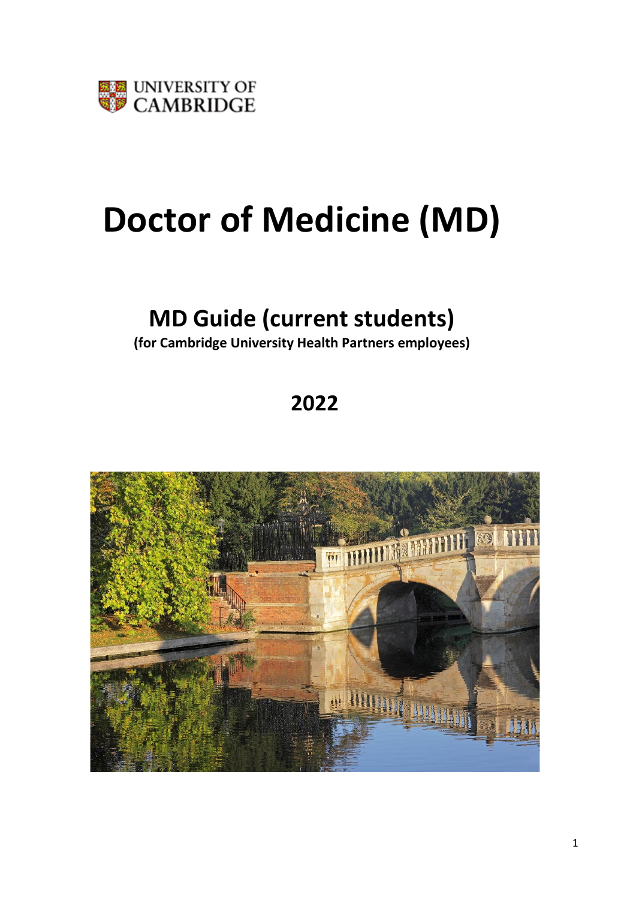UNIVERSITY OF CAMBRIDGE

# Doctor of Medicine (MD)

## MD Guide (current students)

**(for Cambridge University Health Partners employees)**

## 2022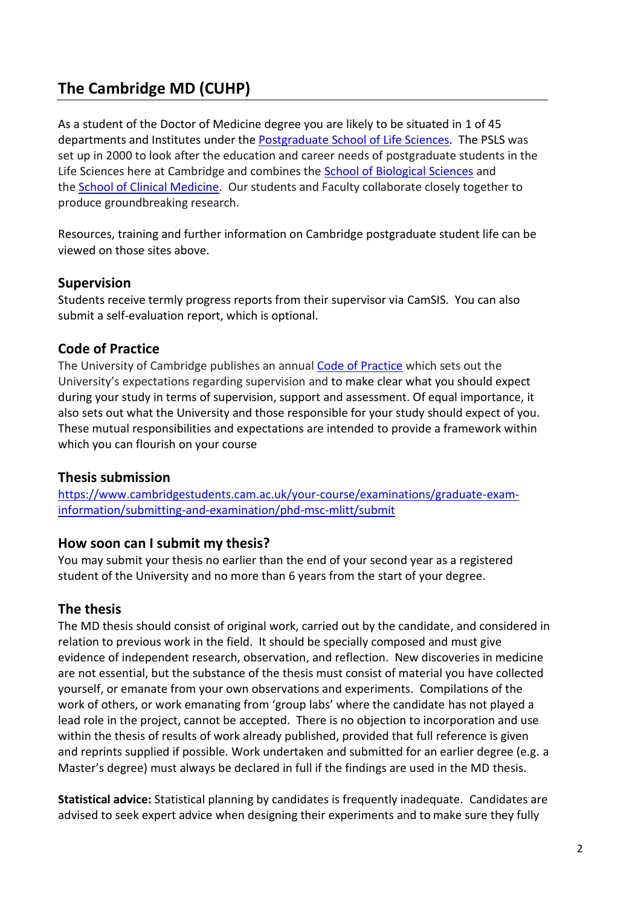## The Cambridge MD (CUHP)

As a student of the Doctor of Medicine degree you are likely to be situated in 1 of 45 departments and Institutes under the [Postgraduate School of Life Sciences](). The PSLS was set up in 2000 to look after the education and career needs of postgraduate students in the Life Sciences here at Cambridge and combines the [School of Biological Sciences]() and the [School of Clinical Medicine](). Our students and Faculty collaborate closely together to produce groundbreaking research.

Resources, training and further information on Cambridge postgraduate student life can be viewed on those sites above.

### Supervision

Students receive termly progress reports from their supervisor via CamSIS. You can also submit a self-evaluation report, which is optional.

### Code of Practice

The University of Cambridge publishes an annual [Code of Practice]() which sets out the University's expectations regarding supervision and to make clear what you should expect during your study in terms of supervision, support and assessment. Of equal importance, it also sets out what the University and those responsible for your study should expect of you. These mutual responsibilities and expectations are intended to provide a framework within which you can flourish on your course

### Thesis submission

https://www.cambridgestudents.cam.ac.uk/your-course/examinations/graduate-exam-information/submitting-and-examination/phd-msc-mlitt/submit

### How soon can I submit my thesis?

You may submit your thesis no earlier than the end of your second year as a registered student of the University and no more than 6 years from the start of your degree.

### The thesis

The MD thesis should consist of original work, carried out by the candidate, and considered in relation to previous work in the field. It should be specially composed and must give evidence of independent research, observation, and reflection. New discoveries in medicine are not essential, but the substance of the thesis must consist of material you have collected yourself, or emanate from your own observations and experiments. Compilations of the work of others, or work emanating from 'group labs' where the candidate has not played a lead role in the project, cannot be accepted. There is no objection to incorporation and use within the thesis of results of work already published, provided that full reference is given and reprints supplied if possible. Work undertaken and submitted for an earlier degree (e.g. a Master's degree) must always be declared in full if the findings are used in the MD thesis.

**Statistical advice:** Statistical planning by candidates is frequently inadequate. Candidates are advised to seek expert advice when designing their experiments and to make sure they fully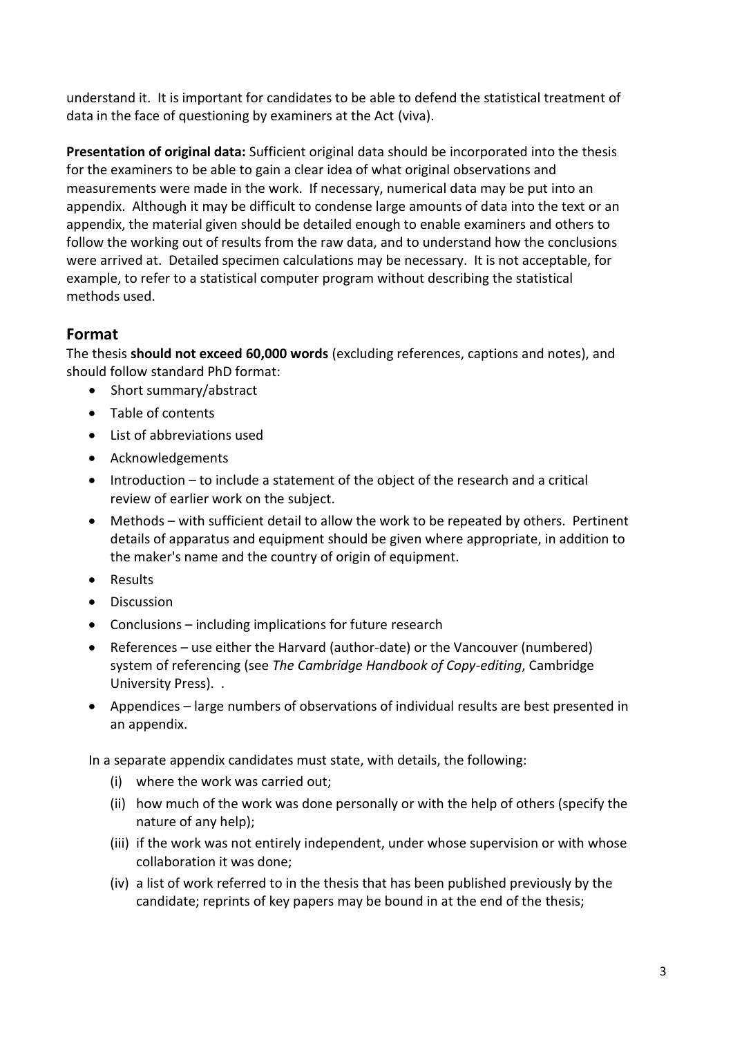understand it. It is important for candidates to be able to defend the statistical treatment of data in the face of questioning by examiners at the Act (viva).

**Presentation of original data:** Sufficient original data should be incorporated into the thesis for the examiners to be able to gain a clear idea of what original observations and measurements were made in the work. If necessary, numerical data may be put into an appendix. Although it may be difficult to condense large amounts of data into the text or an appendix, the material given should be detailed enough to enable examiners and others to follow the working out of results from the raw data, and to understand how the conclusions were arrived at. Detailed specimen calculations may be necessary. It is not acceptable, for example, to refer to a statistical computer program without describing the statistical methods used.

## Format

The thesis **should not exceed 60,000 words** (excluding references, captions and notes), and should follow standard PhD format:

- Short summary/abstract
- Table of contents
- List of abbreviations used
- Acknowledgements
- Introduction – to include a statement of the object of the research and a critical review of earlier work on the subject.
- Methods – with sufficient detail to allow the work to be repeated by others. Pertinent details of apparatus and equipment should be given where appropriate, in addition to the maker's name and the country of origin of equipment.
- Results
- Discussion
- Conclusions – including implications for future research
- References – use either the Harvard (author-date) or the Vancouver (numbered) system of referencing (see *The Cambridge Handbook of Copy-editing*, Cambridge University Press). .
- Appendices – large numbers of observations of individual results are best presented in an appendix.

In a separate appendix candidates must state, with details, the following:

(i) where the work was carried out;

(ii) how much of the work was done personally or with the help of others (specify the nature of any help);

(iii) if the work was not entirely independent, under whose supervision or with whose collaboration it was done;

(iv) a list of work referred to in the thesis that has been published previously by the candidate; reprints of key papers may be bound in at the end of the thesis;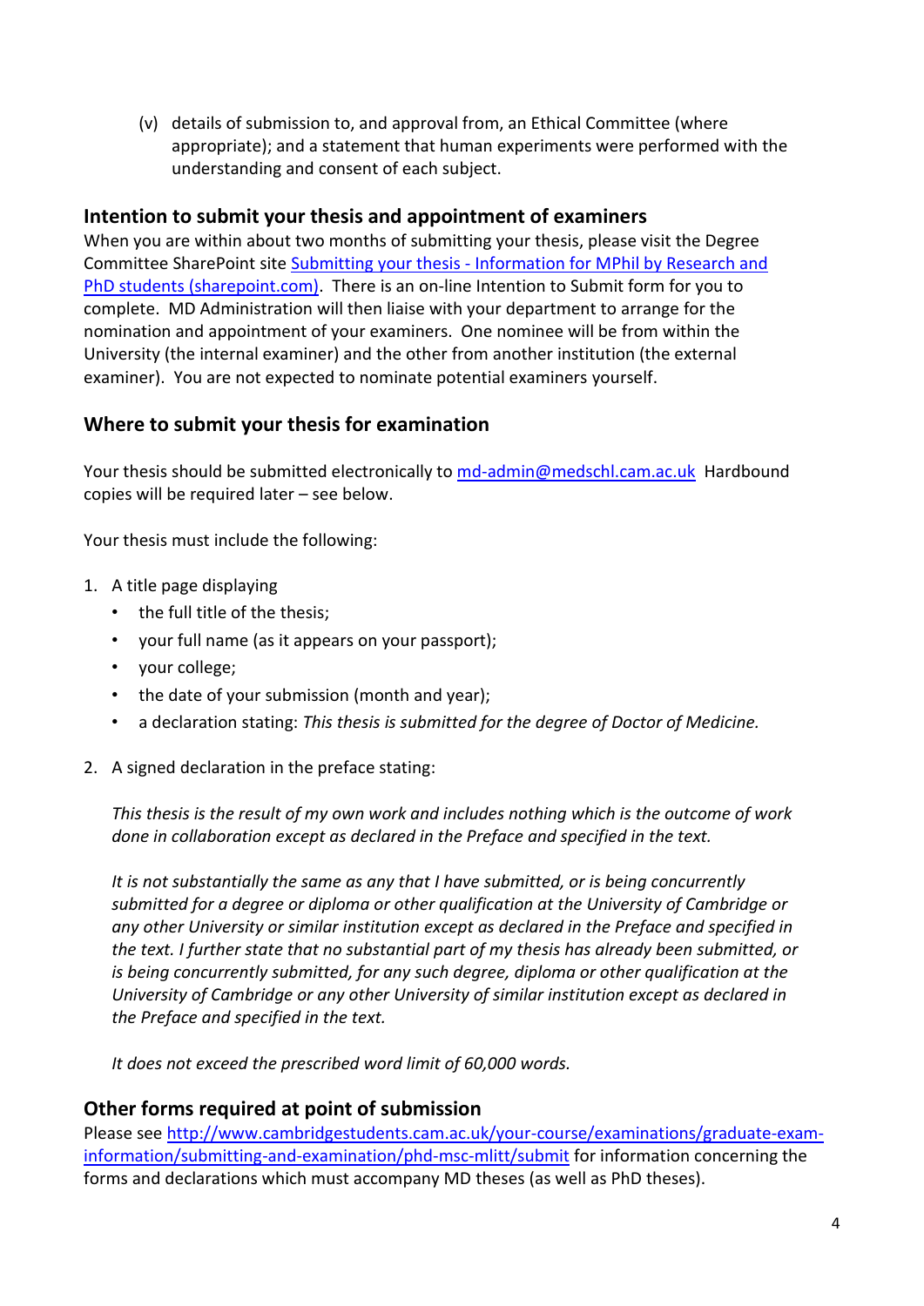(v) details of submission to, and approval from, an Ethical Committee (where appropriate); and a statement that human experiments were performed with the understanding and consent of each subject.

## Intention to submit your thesis and appointment of examiners

When you are within about two months of submitting your thesis, please visit the Degree Committee SharePoint site [Submitting your thesis - Information for MPhil by Research and PhD students (sharepoint.com)](). There is an on-line Intention to Submit form for you to complete. MD Administration will then liaise with your department to arrange for the nomination and appointment of your examiners. One nominee will be from within the University (the internal examiner) and the other from another institution (the external examiner). You are not expected to nominate potential examiners yourself.

## Where to submit your thesis for examination

Your thesis should be submitted electronically to md-admin@medschl.cam.ac.uk Hardbound copies will be required later – see below.

Your thesis must include the following:

1. A title page displaying
   - the full title of the thesis;
   - your full name (as it appears on your passport);
   - your college;
   - the date of your submission (month and year);
   - a declaration stating: *This thesis is submitted for the degree of Doctor of Medicine.*

2. A signed declaration in the preface stating:

   *This thesis is the result of my own work and includes nothing which is the outcome of work done in collaboration except as declared in the Preface and specified in the text.*

   *It is not substantially the same as any that I have submitted, or is being concurrently submitted for a degree or diploma or other qualification at the University of Cambridge or any other University or similar institution except as declared in the Preface and specified in the text. I further state that no substantial part of my thesis has already been submitted, or is being concurrently submitted, for any such degree, diploma or other qualification at the University of Cambridge or any other University of similar institution except as declared in the Preface and specified in the text.*

   *It does not exceed the prescribed word limit of 60,000 words.*

## Other forms required at point of submission

Please see http://www.cambridgestudents.cam.ac.uk/your-course/examinations/graduate-exam-information/submitting-and-examination/phd-msc-mlitt/submit for information concerning the forms and declarations which must accompany MD theses (as well as PhD theses).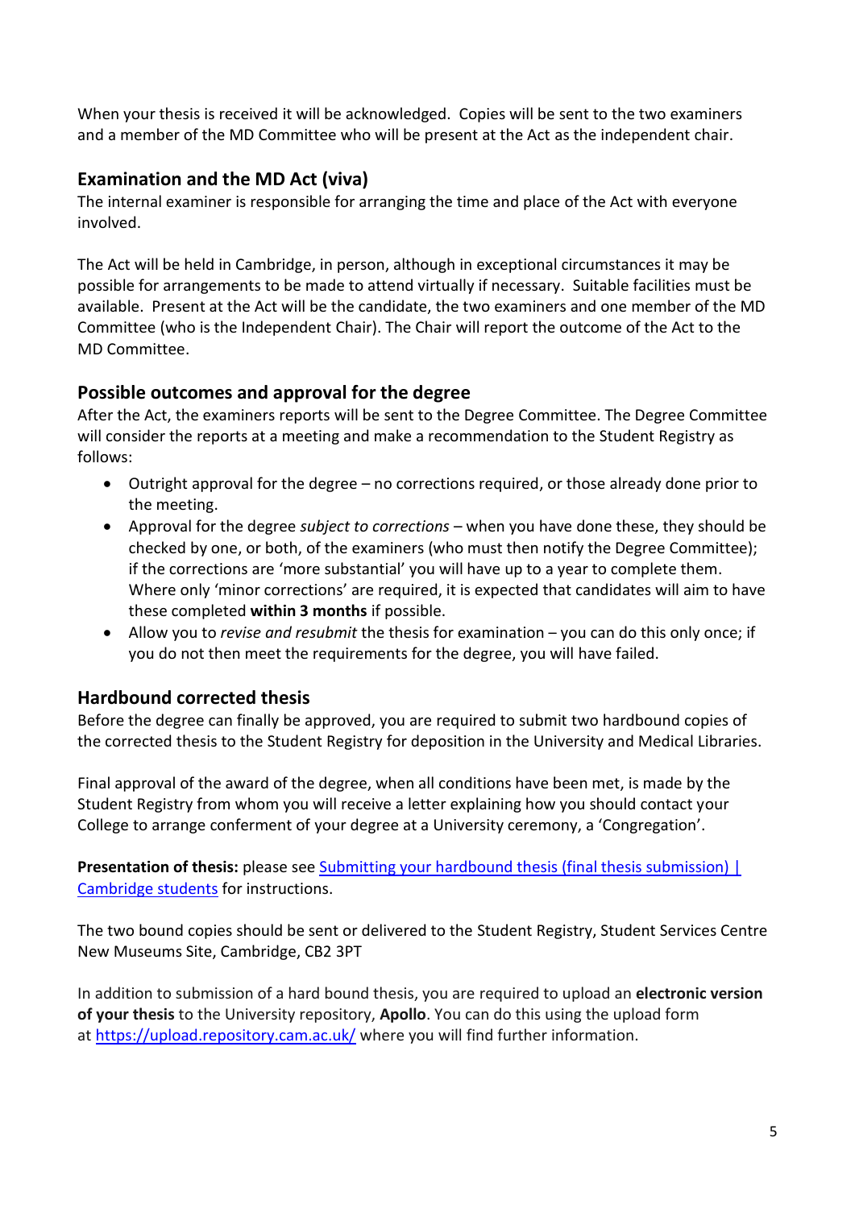When your thesis is received it will be acknowledged. Copies will be sent to the two examiners and a member of the MD Committee who will be present at the Act as the independent chair.

## Examination and the MD Act (viva)

The internal examiner is responsible for arranging the time and place of the Act with everyone involved.

The Act will be held in Cambridge, in person, although in exceptional circumstances it may be possible for arrangements to be made to attend virtually if necessary. Suitable facilities must be available. Present at the Act will be the candidate, the two examiners and one member of the MD Committee (who is the Independent Chair). The Chair will report the outcome of the Act to the MD Committee.

## Possible outcomes and approval for the degree

After the Act, the examiners reports will be sent to the Degree Committee. The Degree Committee will consider the reports at a meeting and make a recommendation to the Student Registry as follows:

- Outright approval for the degree – no corrections required, or those already done prior to the meeting.
- Approval for the degree *subject to corrections* – when you have done these, they should be checked by one, or both, of the examiners (who must then notify the Degree Committee); if the corrections are 'more substantial' you will have up to a year to complete them. Where only 'minor corrections' are required, it is expected that candidates will aim to have these completed **within 3 months** if possible.
- Allow you to *revise and resubmit* the thesis for examination – you can do this only once; if you do not then meet the requirements for the degree, you will have failed.

## Hardbound corrected thesis

Before the degree can finally be approved, you are required to submit two hardbound copies of the corrected thesis to the Student Registry for deposition in the University and Medical Libraries.

Final approval of the award of the degree, when all conditions have been met, is made by the Student Registry from whom you will receive a letter explaining how you should contact your College to arrange conferment of your degree at a University ceremony, a 'Congregation'.

**Presentation of thesis:** please see [Submitting your hardbound thesis (final thesis submission) | Cambridge students]() for instructions.

The two bound copies should be sent or delivered to the Student Registry, Student Services Centre New Museums Site, Cambridge, CB2 3PT

In addition to submission of a hard bound thesis, you are required to upload an **electronic version of your thesis** to the University repository, **Apollo**. You can do this using the upload form at [https://upload.repository.cam.ac.uk/](https://upload.repository.cam.ac.uk/) where you will find further information.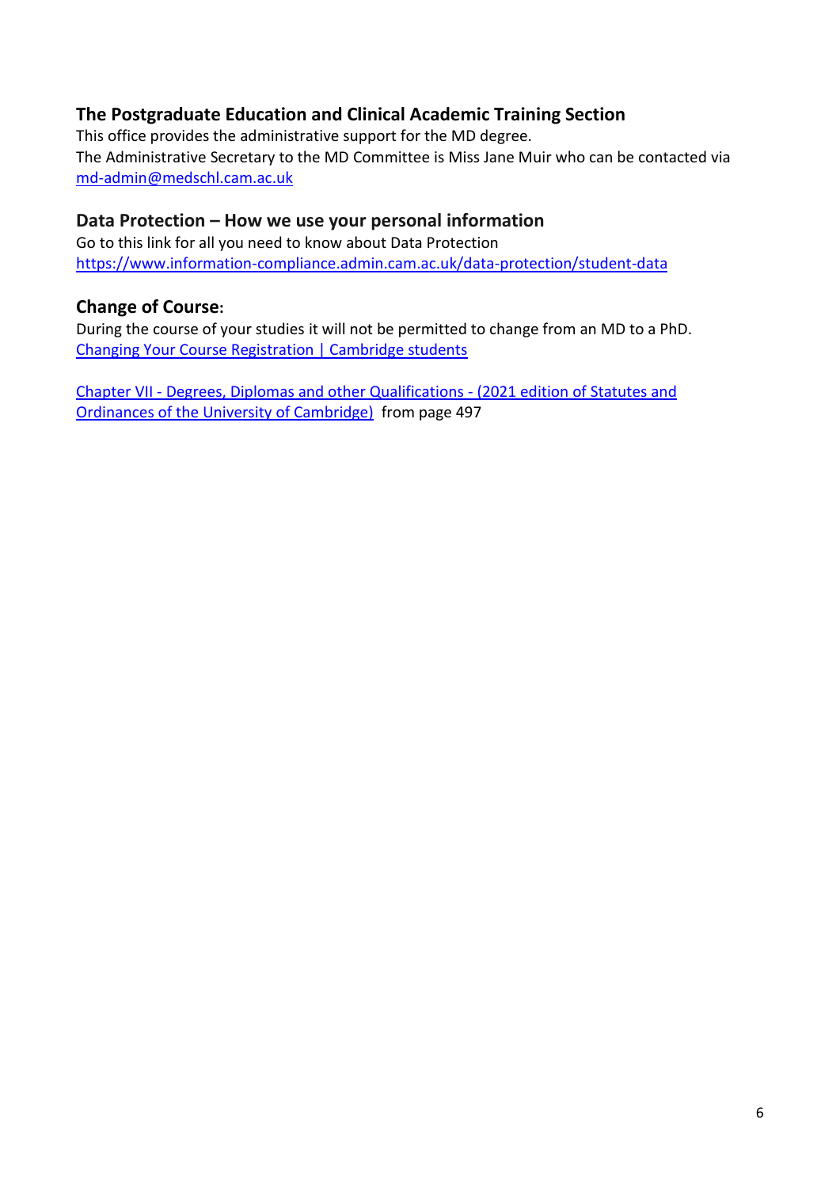## The Postgraduate Education and Clinical Academic Training Section

This office provides the administrative support for the MD degree.
The Administrative Secretary to the MD Committee is Miss Jane Muir who can be contacted via md-admin@medschl.cam.ac.uk

## Data Protection – How we use your personal information

Go to this link for all you need to know about Data Protection
https://www.information-compliance.admin.cam.ac.uk/data-protection/student-data

## Change of Course:

During the course of your studies it will not be permitted to change from an MD to a PhD.
Changing Your Course Registration | Cambridge students

Chapter VII - Degrees, Diplomas and other Qualifications - (2021 edition of Statutes and Ordinances of the University of Cambridge) from page 497